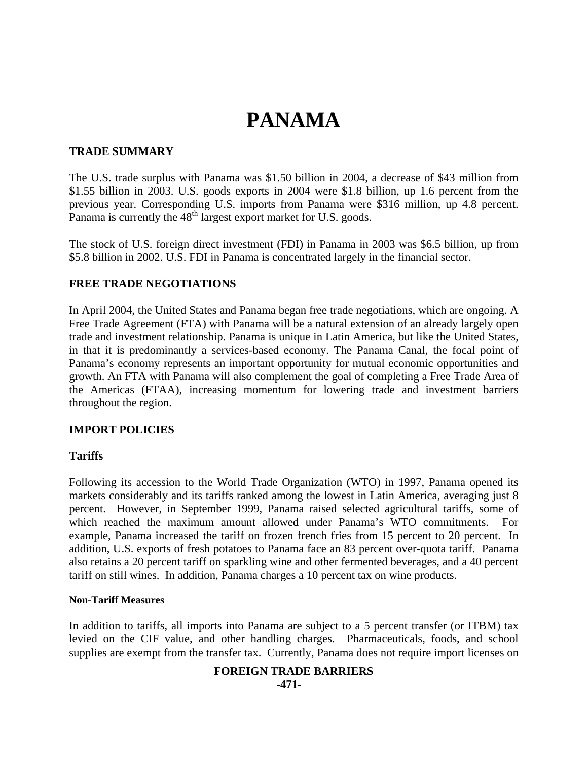# PANAMA

## TRADE SUMMARY

The U.S. trade surplus with Panama was $1.50 billion in 2004, a decrease of $43 million from $1.55 billion in 2003. U.S. goods exports in 2004 were $1.8 billion, up 1.6 percent from the previous year. Corresponding U.S. imports from Panama were $316 million, up 4.8 percent. Panama is currently the 48th largest export market for U.S. goods.

The stock of U.S. foreign direct investment (FDI) in Panama in 2003 was $6.5 billion, up from $5.8 billion in 2002. U.S. FDI in Panama is concentrated largely in the financial sector.

## FREE TRADE NEGOTIATIONS

In April 2004, the United States and Panama began free trade negotiations, which are ongoing. A Free Trade Agreement (FTA) with Panama will be a natural extension of an already largely open trade and investment relationship. Panama is unique in Latin America, but like the United States, in that it is predominantly a services-based economy. The Panama Canal, the focal point of Panama's economy represents an important opportunity for mutual economic opportunities and growth. An FTA with Panama will also complement the goal of completing a Free Trade Area of the Americas (FTAA), increasing momentum for lowering trade and investment barriers throughout the region.

## IMPORT POLICIES

### Tariffs

Following its accession to the World Trade Organization (WTO) in 1997, Panama opened its markets considerably and its tariffs ranked among the lowest in Latin America, averaging just 8 percent. However, in September 1999, Panama raised selected agricultural tariffs, some of which reached the maximum amount allowed under Panama's WTO commitments. For example, Panama increased the tariff on frozen french fries from 15 percent to 20 percent. In addition, U.S. exports of fresh potatoes to Panama face an 83 percent over-quota tariff. Panama also retains a 20 percent tariff on sparkling wine and other fermented beverages, and a 40 percent tariff on still wines. In addition, Panama charges a 10 percent tax on wine products.

#### Non-Tariff Measures

In addition to tariffs, all imports into Panama are subject to a 5 percent transfer (or ITBM) tax levied on the CIF value, and other handling charges. Pharmaceuticals, foods, and school supplies are exempt from the transfer tax. Currently, Panama does not require import licenses on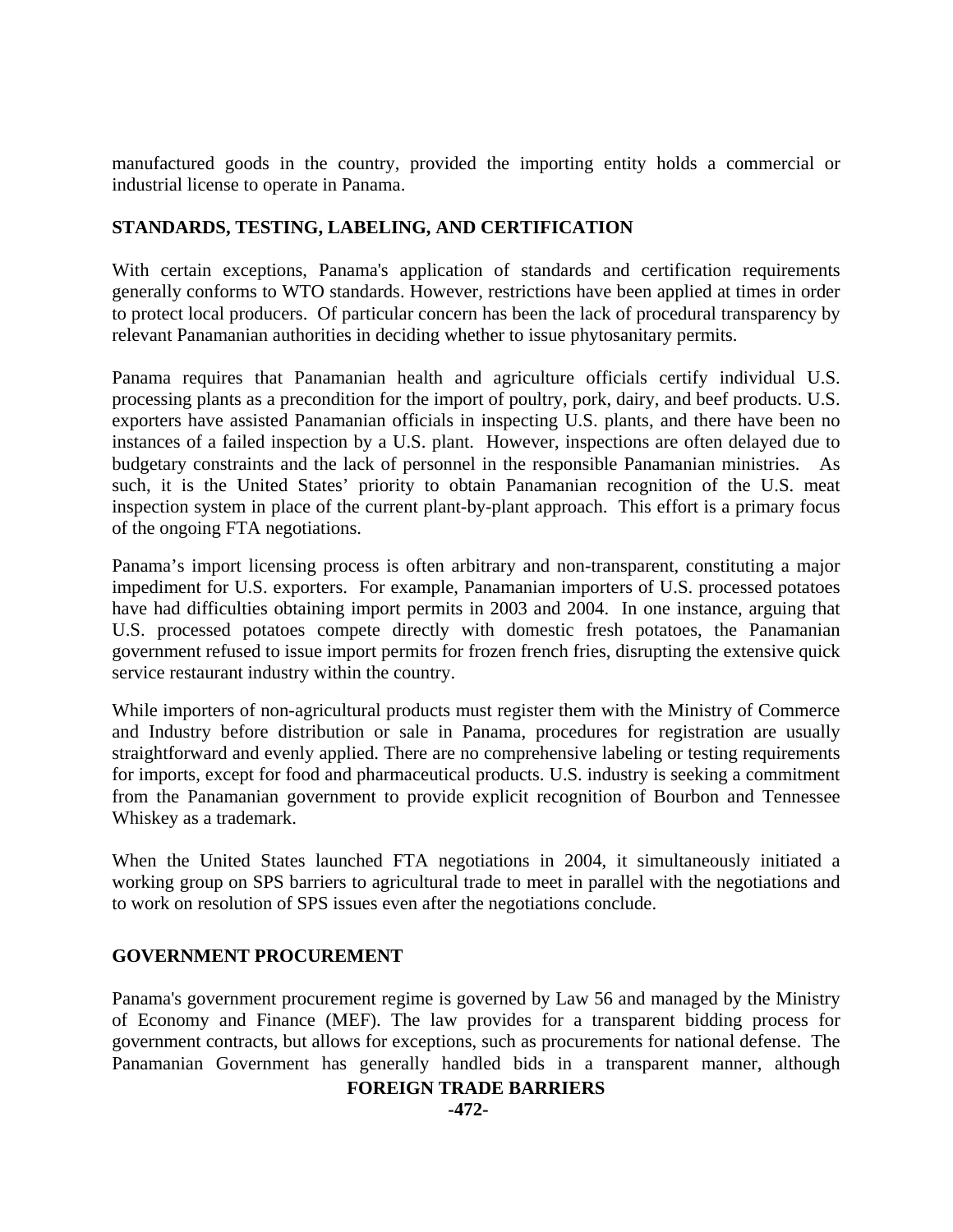manufactured goods in the country, provided the importing entity holds a commercial or industrial license to operate in Panama.

## STANDARDS, TESTING, LABELING, AND CERTIFICATION

With certain exceptions, Panama's application of standards and certification requirements generally conforms to WTO standards. However, restrictions have been applied at times in order to protect local producers. Of particular concern has been the lack of procedural transparency by relevant Panamanian authorities in deciding whether to issue phytosanitary permits.

Panama requires that Panamanian health and agriculture officials certify individual U.S. processing plants as a precondition for the import of poultry, pork, dairy, and beef products. U.S. exporters have assisted Panamanian officials in inspecting U.S. plants, and there have been no instances of a failed inspection by a U.S. plant. However, inspections are often delayed due to budgetary constraints and the lack of personnel in the responsible Panamanian ministries. As such, it is the United States' priority to obtain Panamanian recognition of the U.S. meat inspection system in place of the current plant-by-plant approach. This effort is a primary focus of the ongoing FTA negotiations.

Panama's import licensing process is often arbitrary and non-transparent, constituting a major impediment for U.S. exporters. For example, Panamanian importers of U.S. processed potatoes have had difficulties obtaining import permits in 2003 and 2004. In one instance, arguing that U.S. processed potatoes compete directly with domestic fresh potatoes, the Panamanian government refused to issue import permits for frozen french fries, disrupting the extensive quick service restaurant industry within the country.

While importers of non-agricultural products must register them with the Ministry of Commerce and Industry before distribution or sale in Panama, procedures for registration are usually straightforward and evenly applied. There are no comprehensive labeling or testing requirements for imports, except for food and pharmaceutical products. U.S. industry is seeking a commitment from the Panamanian government to provide explicit recognition of Bourbon and Tennessee Whiskey as a trademark.

When the United States launched FTA negotiations in 2004, it simultaneously initiated a working group on SPS barriers to agricultural trade to meet in parallel with the negotiations and to work on resolution of SPS issues even after the negotiations conclude.

## GOVERNMENT PROCUREMENT

Panama's government procurement regime is governed by Law 56 and managed by the Ministry of Economy and Finance (MEF). The law provides for a transparent bidding process for government contracts, but allows for exceptions, such as procurements for national defense. The Panamanian Government has generally handled bids in a transparent manner, although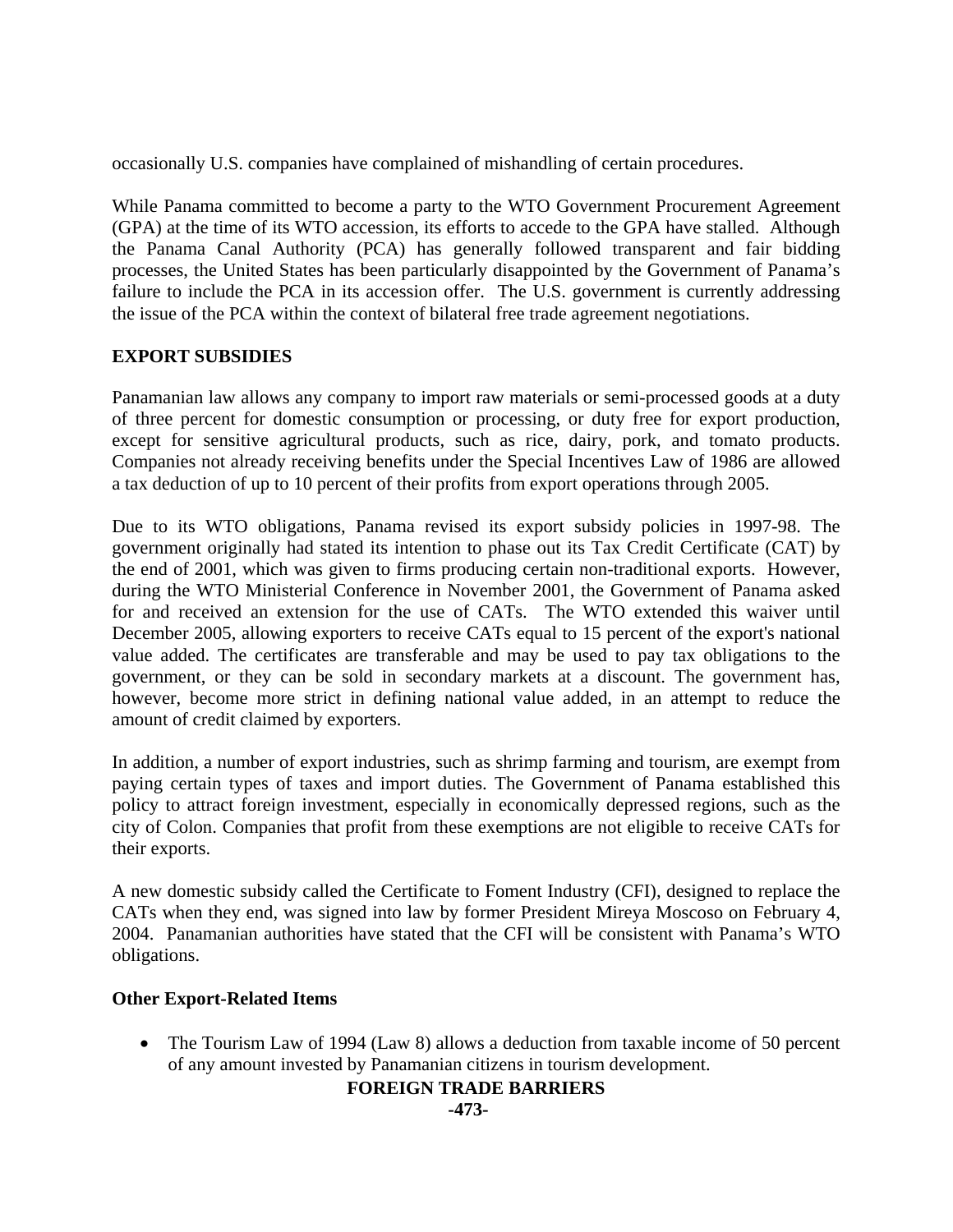occasionally U.S. companies have complained of mishandling of certain procedures.

While Panama committed to become a party to the WTO Government Procurement Agreement (GPA) at the time of its WTO accession, its efforts to accede to the GPA have stalled. Although the Panama Canal Authority (PCA) has generally followed transparent and fair bidding processes, the United States has been particularly disappointed by the Government of Panama's failure to include the PCA in its accession offer. The U.S. government is currently addressing the issue of the PCA within the context of bilateral free trade agreement negotiations.

## EXPORT SUBSIDIES

Panamanian law allows any company to import raw materials or semi-processed goods at a duty of three percent for domestic consumption or processing, or duty free for export production, except for sensitive agricultural products, such as rice, dairy, pork, and tomato products. Companies not already receiving benefits under the Special Incentives Law of 1986 are allowed a tax deduction of up to 10 percent of their profits from export operations through 2005.

Due to its WTO obligations, Panama revised its export subsidy policies in 1997-98. The government originally had stated its intention to phase out its Tax Credit Certificate (CAT) by the end of 2001, which was given to firms producing certain non-traditional exports. However, during the WTO Ministerial Conference in November 2001, the Government of Panama asked for and received an extension for the use of CATs. The WTO extended this waiver until December 2005, allowing exporters to receive CATs equal to 15 percent of the export's national value added. The certificates are transferable and may be used to pay tax obligations to the government, or they can be sold in secondary markets at a discount. The government has, however, become more strict in defining national value added, in an attempt to reduce the amount of credit claimed by exporters.

In addition, a number of export industries, such as shrimp farming and tourism, are exempt from paying certain types of taxes and import duties. The Government of Panama established this policy to attract foreign investment, especially in economically depressed regions, such as the city of Colon. Companies that profit from these exemptions are not eligible to receive CATs for their exports.

A new domestic subsidy called the Certificate to Foment Industry (CFI), designed to replace the CATs when they end, was signed into law by former President Mireya Moscoso on February 4, 2004. Panamanian authorities have stated that the CFI will be consistent with Panama's WTO obligations.

### Other Export-Related Items

- The Tourism Law of 1994 (Law 8) allows a deduction from taxable income of 50 percent of any amount invested by Panamanian citizens in tourism development.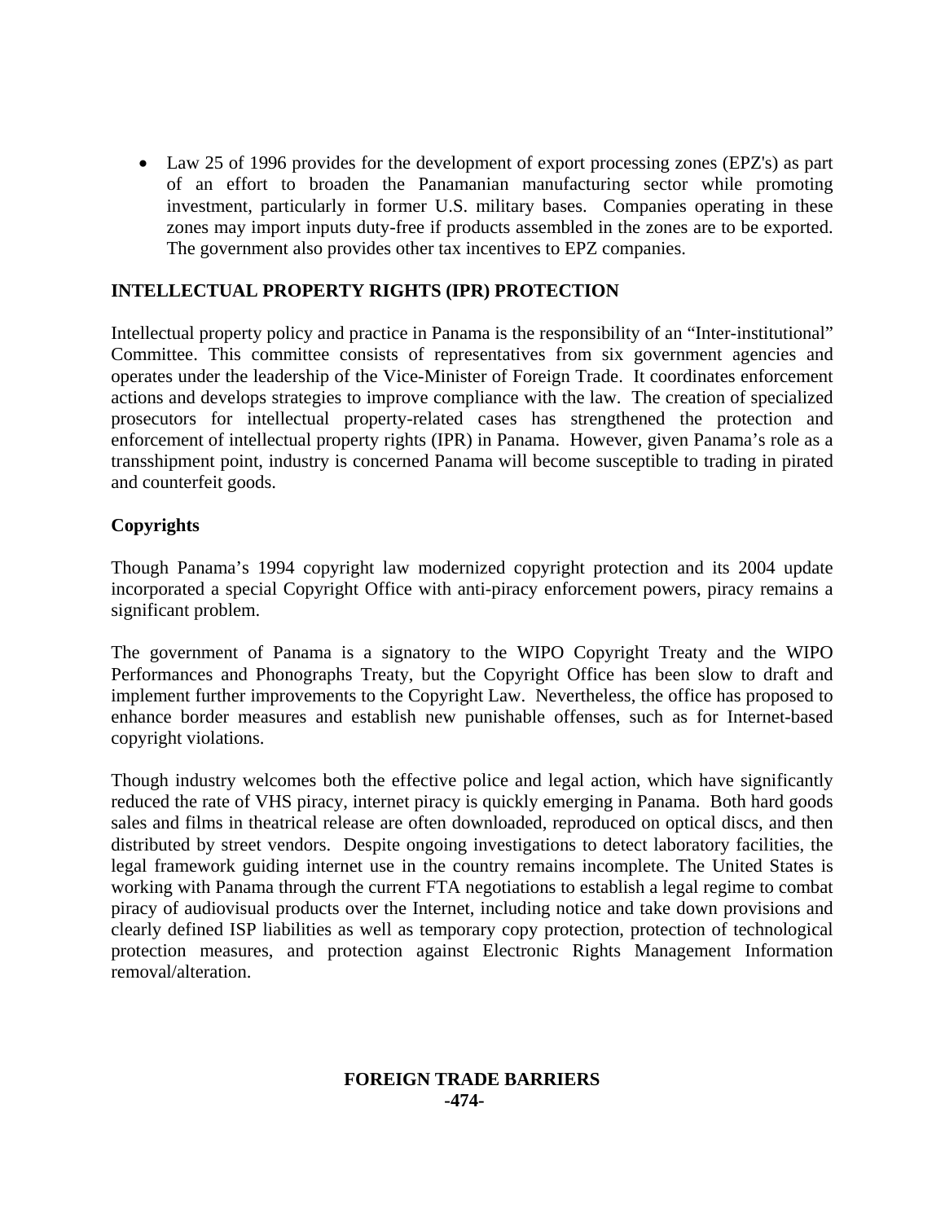- Law 25 of 1996 provides for the development of export processing zones (EPZ's) as part of an effort to broaden the Panamanian manufacturing sector while promoting investment, particularly in former U.S. military bases. Companies operating in these zones may import inputs duty-free if products assembled in the zones are to be exported. The government also provides other tax incentives to EPZ companies.

## INTELLECTUAL PROPERTY RIGHTS (IPR) PROTECTION

Intellectual property policy and practice in Panama is the responsibility of an "Inter-institutional" Committee. This committee consists of representatives from six government agencies and operates under the leadership of the Vice-Minister of Foreign Trade. It coordinates enforcement actions and develops strategies to improve compliance with the law. The creation of specialized prosecutors for intellectual property-related cases has strengthened the protection and enforcement of intellectual property rights (IPR) in Panama. However, given Panama's role as a transshipment point, industry is concerned Panama will become susceptible to trading in pirated and counterfeit goods.

### Copyrights

Though Panama's 1994 copyright law modernized copyright protection and its 2004 update incorporated a special Copyright Office with anti-piracy enforcement powers, piracy remains a significant problem.

The government of Panama is a signatory to the WIPO Copyright Treaty and the WIPO Performances and Phonographs Treaty, but the Copyright Office has been slow to draft and implement further improvements to the Copyright Law. Nevertheless, the office has proposed to enhance border measures and establish new punishable offenses, such as for Internet-based copyright violations.

Though industry welcomes both the effective police and legal action, which have significantly reduced the rate of VHS piracy, internet piracy is quickly emerging in Panama. Both hard goods sales and films in theatrical release are often downloaded, reproduced on optical discs, and then distributed by street vendors. Despite ongoing investigations to detect laboratory facilities, the legal framework guiding internet use in the country remains incomplete. The United States is working with Panama through the current FTA negotiations to establish a legal regime to combat piracy of audiovisual products over the Internet, including notice and take down provisions and clearly defined ISP liabilities as well as temporary copy protection, protection of technological protection measures, and protection against Electronic Rights Management Information removal/alteration.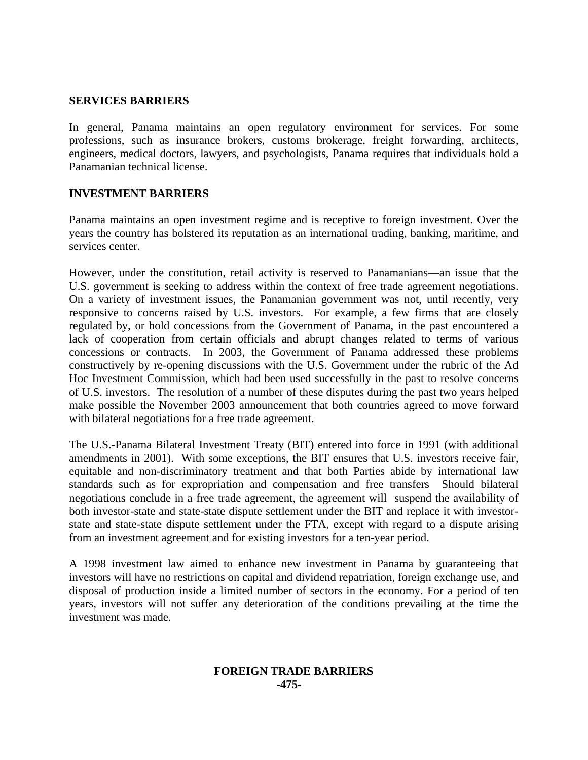## SERVICES BARRIERS

In general, Panama maintains an open regulatory environment for services. For some professions, such as insurance brokers, customs brokerage, freight forwarding, architects, engineers, medical doctors, lawyers, and psychologists, Panama requires that individuals hold a Panamanian technical license.

## INVESTMENT BARRIERS

Panama maintains an open investment regime and is receptive to foreign investment. Over the years the country has bolstered its reputation as an international trading, banking, maritime, and services center.

However, under the constitution, retail activity is reserved to Panamanians—an issue that the U.S. government is seeking to address within the context of free trade agreement negotiations. On a variety of investment issues, the Panamanian government was not, until recently, very responsive to concerns raised by U.S. investors. For example, a few firms that are closely regulated by, or hold concessions from the Government of Panama, in the past encountered a lack of cooperation from certain officials and abrupt changes related to terms of various concessions or contracts. In 2003, the Government of Panama addressed these problems constructively by re-opening discussions with the U.S. Government under the rubric of the Ad Hoc Investment Commission, which had been used successfully in the past to resolve concerns of U.S. investors. The resolution of a number of these disputes during the past two years helped make possible the November 2003 announcement that both countries agreed to move forward with bilateral negotiations for a free trade agreement.

The U.S.-Panama Bilateral Investment Treaty (BIT) entered into force in 1991 (with additional amendments in 2001). With some exceptions, the BIT ensures that U.S. investors receive fair, equitable and non-discriminatory treatment and that both Parties abide by international law standards such as for expropriation and compensation and free transfers Should bilateral negotiations conclude in a free trade agreement, the agreement will suspend the availability of both investor-state and state-state dispute settlement under the BIT and replace it with investor-state and state-state dispute settlement under the FTA, except with regard to a dispute arising from an investment agreement and for existing investors for a ten-year period.

A 1998 investment law aimed to enhance new investment in Panama by guaranteeing that investors will have no restrictions on capital and dividend repatriation, foreign exchange use, and disposal of production inside a limited number of sectors in the economy. For a period of ten years, investors will not suffer any deterioration of the conditions prevailing at the time the investment was made.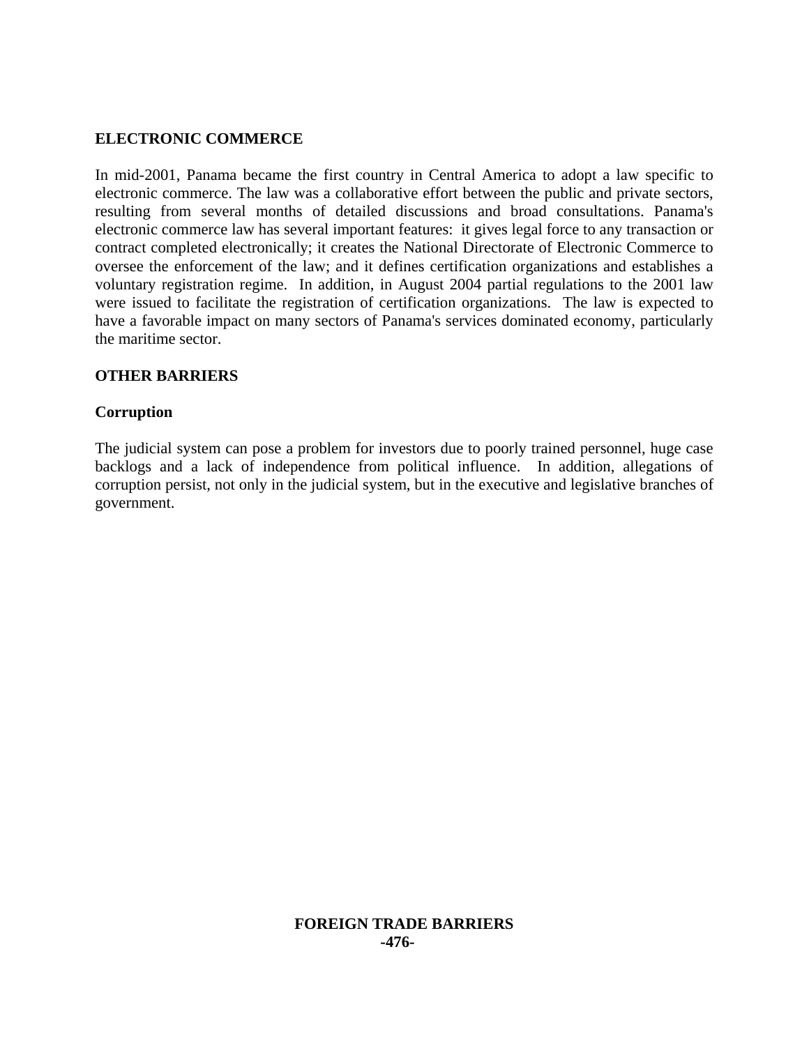## ELECTRONIC COMMERCE

In mid-2001, Panama became the first country in Central America to adopt a law specific to electronic commerce. The law was a collaborative effort between the public and private sectors, resulting from several months of detailed discussions and broad consultations. Panama's electronic commerce law has several important features: it gives legal force to any transaction or contract completed electronically; it creates the National Directorate of Electronic Commerce to oversee the enforcement of the law; and it defines certification organizations and establishes a voluntary registration regime. In addition, in August 2004 partial regulations to the 2001 law were issued to facilitate the registration of certification organizations. The law is expected to have a favorable impact on many sectors of Panama's services dominated economy, particularly the maritime sector.

## OTHER BARRIERS

### Corruption

The judicial system can pose a problem for investors due to poorly trained personnel, huge case backlogs and a lack of independence from political influence. In addition, allegations of corruption persist, not only in the judicial system, but in the executive and legislative branches of government.